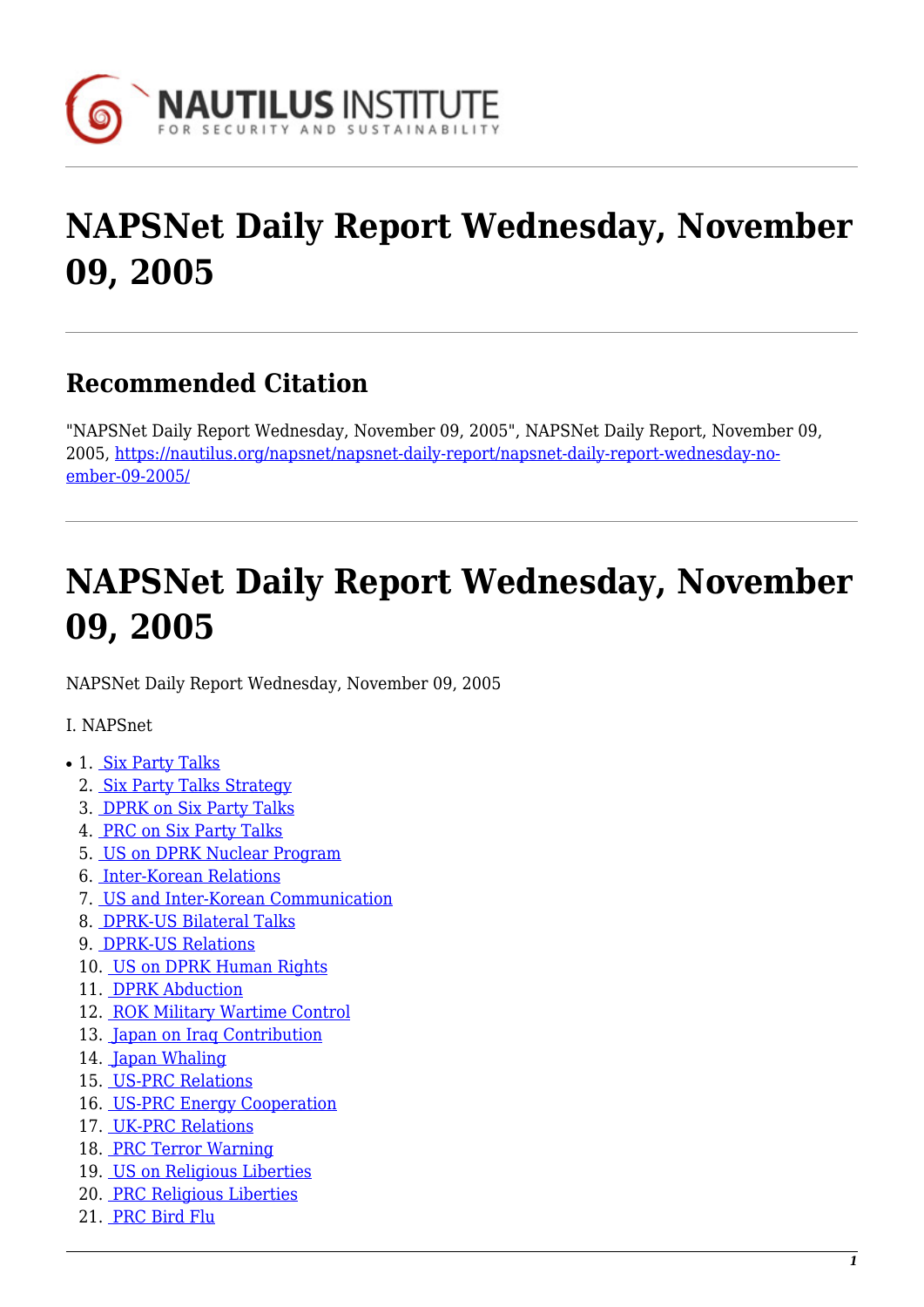# NAPSNet Daily Report Wednesday, November 09, 2005

## Recommended Citation

"NAPSNet Daily Report Wednesday, November 09, 2005", NAPSNet Daily Report, November 09, 2005, https://nautilus.org/napsnet/napsnet-daily-report/napsnet-daily-report-wednesday-november-09-2005/

# NAPSNet Daily Report Wednesday, November 09, 2005

NAPSNet Daily Report Wednesday, November 09, 2005

I. NAPSnet

1. Six Party Talks
2. Six Party Talks Strategy
3. DPRK on Six Party Talks
4. PRC on Six Party Talks
5. US on DPRK Nuclear Program
6. Inter-Korean Relations
7. US and Inter-Korean Communication
8. DPRK-US Bilateral Talks
9. DPRK-US Relations
10. US on DPRK Human Rights
11. DPRK Abduction
12. ROK Military Wartime Control
13. Japan on Iraq Contribution
14. Japan Whaling
15. US-PRC Relations
16. US-PRC Energy Cooperation
17. UK-PRC Relations
18. PRC Terror Warning
19. US on Religious Liberties
20. PRC Religious Liberties
21. PRC Bird Flu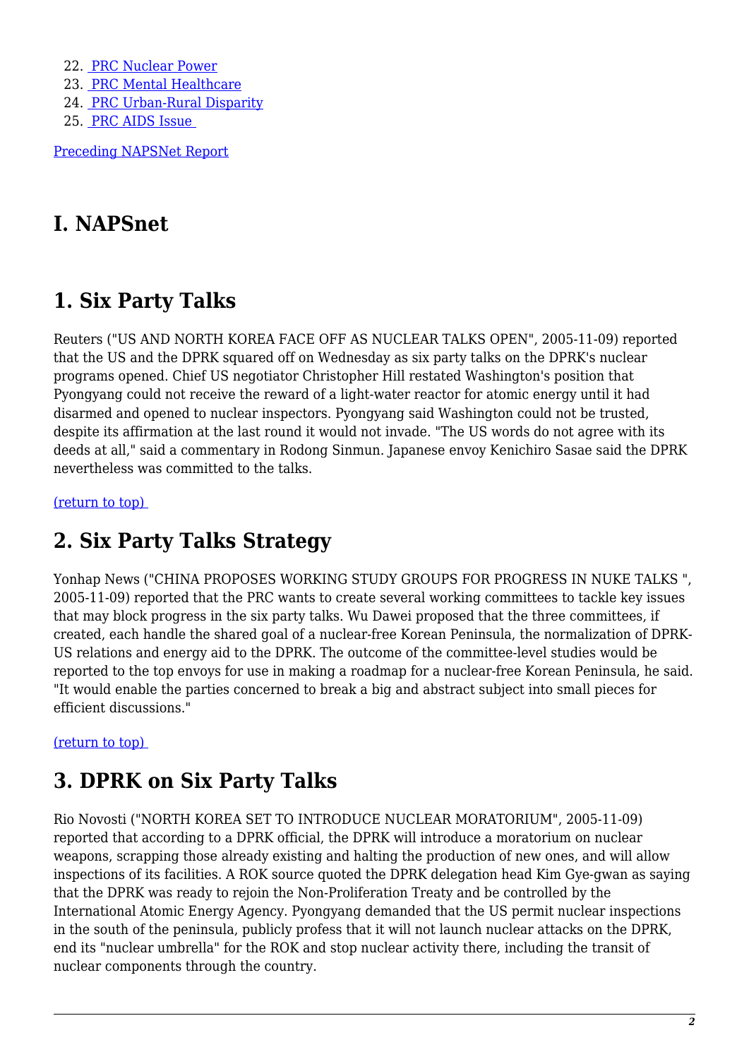22. [PRC Nuclear Power]
23. [PRC Mental Healthcare]
24. [PRC Urban-Rural Disparity]
25. [PRC AIDS Issue]

[Preceding NAPSNet Report]

# I. NAPSnet

## 1. Six Party Talks

Reuters ("US AND NORTH KOREA FACE OFF AS NUCLEAR TALKS OPEN", 2005-11-09) reported that the US and the DPRK squared off on Wednesday as six party talks on the DPRK's nuclear programs opened. Chief US negotiator Christopher Hill restated Washington's position that Pyongyang could not receive the reward of a light-water reactor for atomic energy until it had disarmed and opened to nuclear inspectors. Pyongyang said Washington could not be trusted, despite its affirmation at the last round it would not invade. "The US words do not agree with its deeds at all," said a commentary in Rodong Sinmun. Japanese envoy Kenichiro Sasae said the DPRK nevertheless was committed to the talks.

[(return to top)]

## 2. Six Party Talks Strategy

Yonhap News ("CHINA PROPOSES WORKING STUDY GROUPS FOR PROGRESS IN NUKE TALKS ", 2005-11-09) reported that the PRC wants to create several working committees to tackle key issues that may block progress in the six party talks. Wu Dawei proposed that the three committees, if created, each handle the shared goal of a nuclear-free Korean Peninsula, the normalization of DPRK-US relations and energy aid to the DPRK. The outcome of the committee-level studies would be reported to the top envoys for use in making a roadmap for a nuclear-free Korean Peninsula, he said. "It would enable the parties concerned to break a big and abstract subject into small pieces for efficient discussions."

[(return to top)]

## 3. DPRK on Six Party Talks

Rio Novosti ("NORTH KOREA SET TO INTRODUCE NUCLEAR MORATORIUM", 2005-11-09) reported that according to a DPRK official, the DPRK will introduce a moratorium on nuclear weapons, scrapping those already existing and halting the production of new ones, and will allow inspections of its facilities. A ROK source quoted the DPRK delegation head Kim Gye-gwan as saying that the DPRK was ready to rejoin the Non-Proliferation Treaty and be controlled by the International Atomic Energy Agency. Pyongyang demanded that the US permit nuclear inspections in the south of the peninsula, publicly profess that it will not launch nuclear attacks on the DPRK, end its "nuclear umbrella" for the ROK and stop nuclear activity there, including the transit of nuclear components through the country.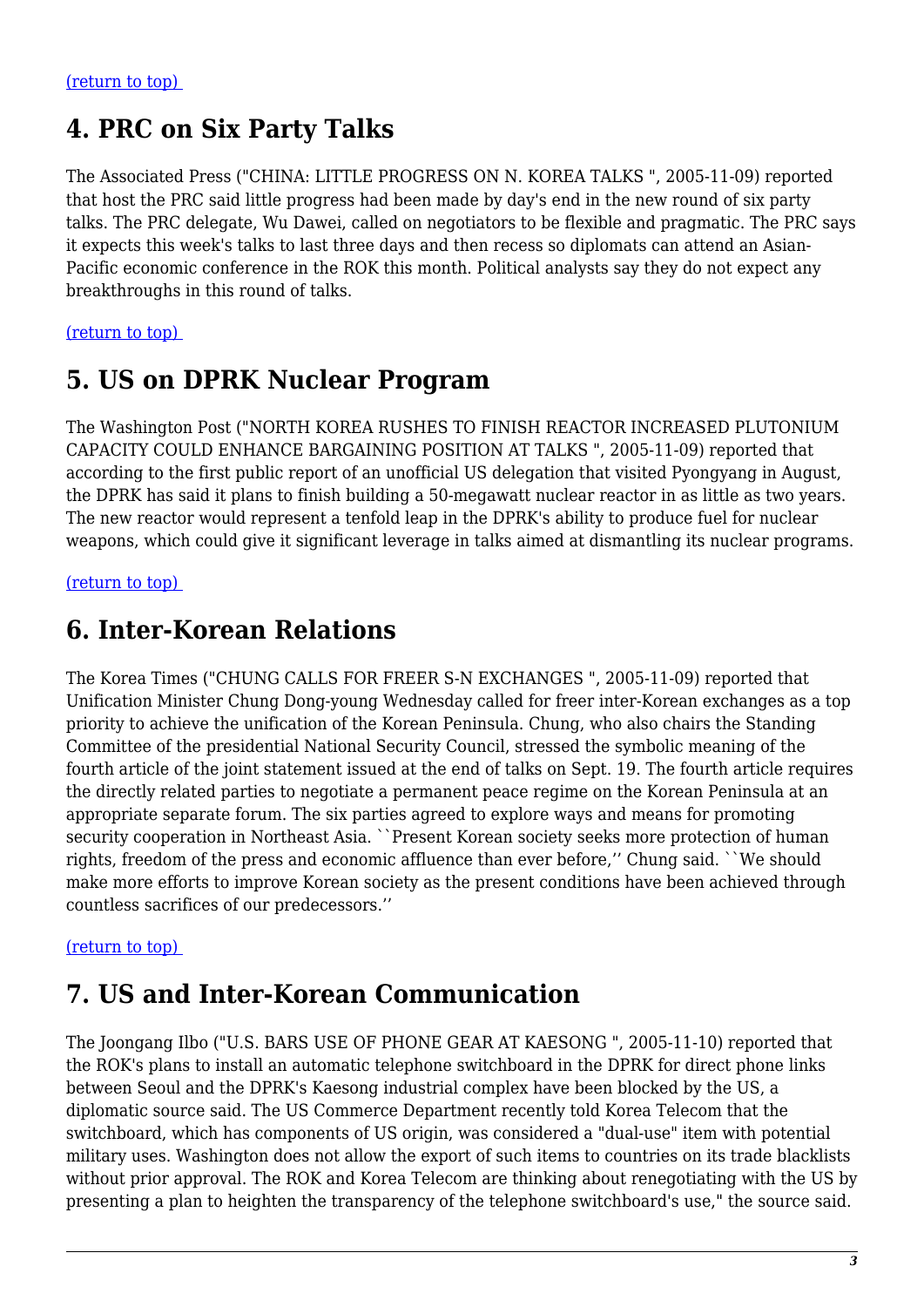[(return to top)](#)

## 4. PRC on Six Party Talks

The Associated Press ("CHINA: LITTLE PROGRESS ON N. KOREA TALKS ", 2005-11-09) reported that host the PRC said little progress had been made by day's end in the new round of six party talks. The PRC delegate, Wu Dawei, called on negotiators to be flexible and pragmatic. The PRC says it expects this week's talks to last three days and then recess so diplomats can attend an Asian-Pacific economic conference in the ROK this month. Political analysts say they do not expect any breakthroughs in this round of talks.

[(return to top)](#)

## 5. US on DPRK Nuclear Program

The Washington Post ("NORTH KOREA RUSHES TO FINISH REACTOR INCREASED PLUTONIUM CAPACITY COULD ENHANCE BARGAINING POSITION AT TALKS ", 2005-11-09) reported that according to the first public report of an unofficial US delegation that visited Pyongyang in August, the DPRK has said it plans to finish building a 50-megawatt nuclear reactor in as little as two years. The new reactor would represent a tenfold leap in the DPRK's ability to produce fuel for nuclear weapons, which could give it significant leverage in talks aimed at dismantling its nuclear programs.

[(return to top)](#)

## 6. Inter-Korean Relations

The Korea Times ("CHUNG CALLS FOR FREER S-N EXCHANGES ", 2005-11-09) reported that Unification Minister Chung Dong-young Wednesday called for freer inter-Korean exchanges as a top priority to achieve the unification of the Korean Peninsula. Chung, who also chairs the Standing Committee of the presidential National Security Council, stressed the symbolic meaning of the fourth article of the joint statement issued at the end of talks on Sept. 19. The fourth article requires the directly related parties to negotiate a permanent peace regime on the Korean Peninsula at an appropriate separate forum. The six parties agreed to explore ways and means for promoting security cooperation in Northeast Asia. ``Present Korean society seeks more protection of human rights, freedom of the press and economic affluence than ever before,'' Chung said. ``We should make more efforts to improve Korean society as the present conditions have been achieved through countless sacrifices of our predecessors.''

[(return to top)](#)

## 7. US and Inter-Korean Communication

The Joongang Ilbo ("U.S. BARS USE OF PHONE GEAR AT KAESONG ", 2005-11-10) reported that the ROK's plans to install an automatic telephone switchboard in the DPRK for direct phone links between Seoul and the DPRK's Kaesong industrial complex have been blocked by the US, a diplomatic source said. The US Commerce Department recently told Korea Telecom that the switchboard, which has components of US origin, was considered a "dual-use" item with potential military uses. Washington does not allow the export of such items to countries on its trade blacklists without prior approval. The ROK and Korea Telecom are thinking about renegotiating with the US by presenting a plan to heighten the transparency of the telephone switchboard's use," the source said.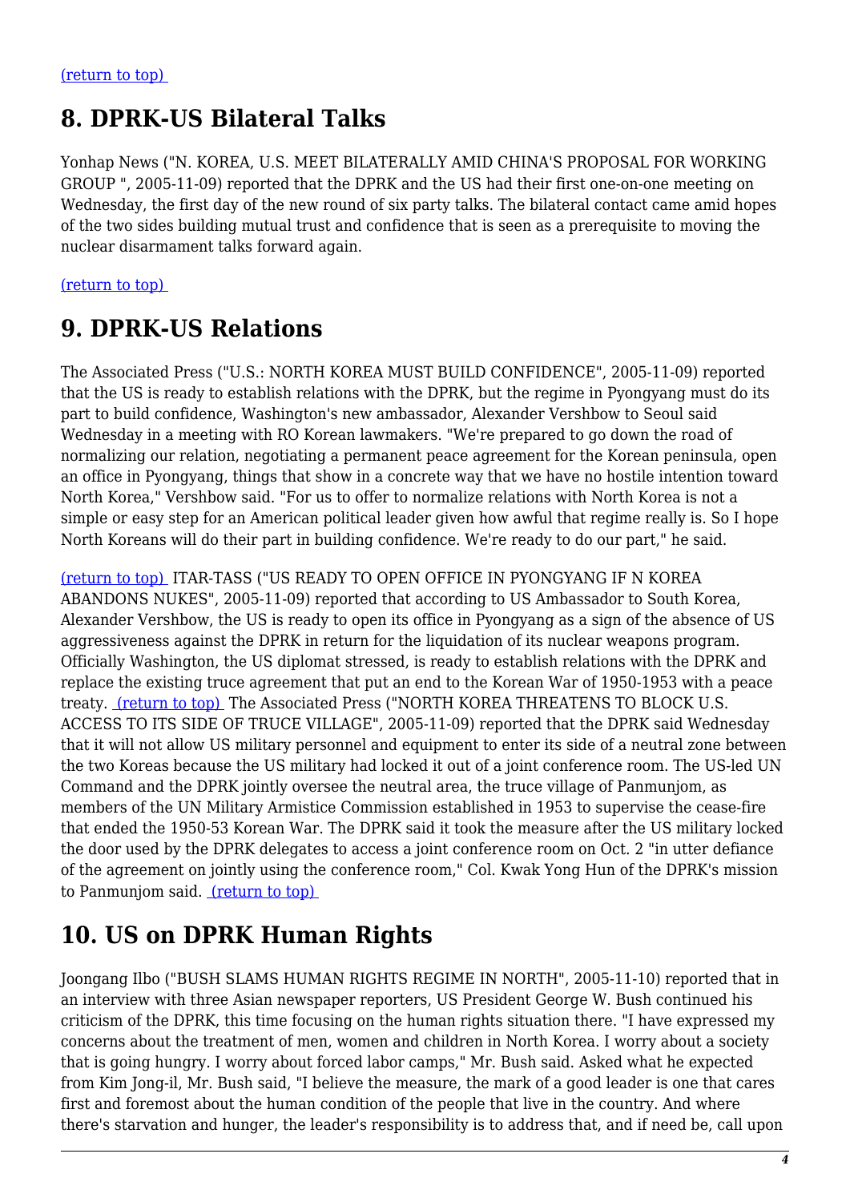(return to top)

## 8. DPRK-US Bilateral Talks

Yonhap News ("N. KOREA, U.S. MEET BILATERALLY AMID CHINA'S PROPOSAL FOR WORKING GROUP ", 2005-11-09) reported that the DPRK and the US had their first one-on-one meeting on Wednesday, the first day of the new round of six party talks. The bilateral contact came amid hopes of the two sides building mutual trust and confidence that is seen as a prerequisite to moving the nuclear disarmament talks forward again.

(return to top)

## 9. DPRK-US Relations

The Associated Press ("U.S.: NORTH KOREA MUST BUILD CONFIDENCE", 2005-11-09) reported that the US is ready to establish relations with the DPRK, but the regime in Pyongyang must do its part to build confidence, Washington's new ambassador, Alexander Vershbow to Seoul said Wednesday in a meeting with RO Korean lawmakers. "We're prepared to go down the road of normalizing our relation, negotiating a permanent peace agreement for the Korean peninsula, open an office in Pyongyang, things that show in a concrete way that we have no hostile intention toward North Korea," Vershbow said. "For us to offer to normalize relations with North Korea is not a simple or easy step for an American political leader given how awful that regime really is. So I hope North Koreans will do their part in building confidence. We're ready to do our part," he said.

(return to top) ITAR-TASS ("US READY TO OPEN OFFICE IN PYONGYANG IF N KOREA ABANDONS NUKES", 2005-11-09) reported that according to US Ambassador to South Korea, Alexander Vershbow, the US is ready to open its office in Pyongyang as a sign of the absence of US aggressiveness against the DPRK in return for the liquidation of its nuclear weapons program. Officially Washington, the US diplomat stressed, is ready to establish relations with the DPRK and replace the existing truce agreement that put an end to the Korean War of 1950-1953 with a peace treaty. (return to top) The Associated Press ("NORTH KOREA THREATENS TO BLOCK U.S. ACCESS TO ITS SIDE OF TRUCE VILLAGE", 2005-11-09) reported that the DPRK said Wednesday that it will not allow US military personnel and equipment to enter its side of a neutral zone between the two Koreas because the US military had locked it out of a joint conference room. The US-led UN Command and the DPRK jointly oversee the neutral area, the truce village of Panmunjom, as members of the UN Military Armistice Commission established in 1953 to supervise the cease-fire that ended the 1950-53 Korean War. The DPRK said it took the measure after the US military locked the door used by the DPRK delegates to access a joint conference room on Oct. 2 "in utter defiance of the agreement on jointly using the conference room," Col. Kwak Yong Hun of the DPRK's mission to Panmunjom said. (return to top)

## 10. US on DPRK Human Rights

Joongang Ilbo ("BUSH SLAMS HUMAN RIGHTS REGIME IN NORTH", 2005-11-10) reported that in an interview with three Asian newspaper reporters, US President George W. Bush continued his criticism of the DPRK, this time focusing on the human rights situation there. "I have expressed my concerns about the treatment of men, women and children in North Korea. I worry about a society that is going hungry. I worry about forced labor camps," Mr. Bush said. Asked what he expected from Kim Jong-il, Mr. Bush said, "I believe the measure, the mark of a good leader is one that cares first and foremost about the human condition of the people that live in the country. And where there's starvation and hunger, the leader's responsibility is to address that, and if need be, call upon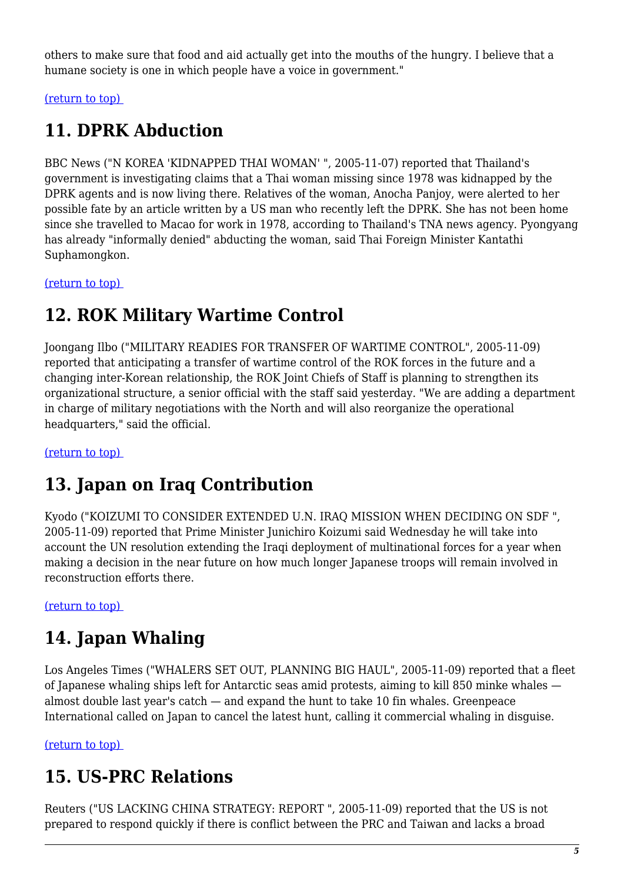others to make sure that food and aid actually get into the mouths of the hungry. I believe that a humane society is one in which people have a voice in government."

(return to top)

## 11. DPRK Abduction

BBC News ("N KOREA 'KIDNAPPED THAI WOMAN' ", 2005-11-07) reported that Thailand's government is investigating claims that a Thai woman missing since 1978 was kidnapped by the DPRK agents and is now living there. Relatives of the woman, Anocha Panjoy, were alerted to her possible fate by an article written by a US man who recently left the DPRK. She has not been home since she travelled to Macao for work in 1978, according to Thailand's TNA news agency. Pyongyang has already "informally denied" abducting the woman, said Thai Foreign Minister Kantathi Suphamongkon.

(return to top)

## 12. ROK Military Wartime Control

Joongang Ilbo ("MILITARY READIES FOR TRANSFER OF WARTIME CONTROL", 2005-11-09) reported that anticipating a transfer of wartime control of the ROK forces in the future and a changing inter-Korean relationship, the ROK Joint Chiefs of Staff is planning to strengthen its organizational structure, a senior official with the staff said yesterday. "We are adding a department in charge of military negotiations with the North and will also reorganize the operational headquarters," said the official.

(return to top)

## 13. Japan on Iraq Contribution

Kyodo ("KOIZUMI TO CONSIDER EXTENDED U.N. IRAQ MISSION WHEN DECIDING ON SDF ", 2005-11-09) reported that Prime Minister Junichiro Koizumi said Wednesday he will take into account the UN resolution extending the Iraqi deployment of multinational forces for a year when making a decision in the near future on how much longer Japanese troops will remain involved in reconstruction efforts there.

(return to top)

## 14. Japan Whaling

Los Angeles Times ("WHALERS SET OUT, PLANNING BIG HAUL", 2005-11-09) reported that a fleet of Japanese whaling ships left for Antarctic seas amid protests, aiming to kill 850 minke whales — almost double last year's catch — and expand the hunt to take 10 fin whales. Greenpeace International called on Japan to cancel the latest hunt, calling it commercial whaling in disguise.

(return to top)

## 15. US-PRC Relations

Reuters ("US LACKING CHINA STRATEGY: REPORT ", 2005-11-09) reported that the US is not prepared to respond quickly if there is conflict between the PRC and Taiwan and lacks a broad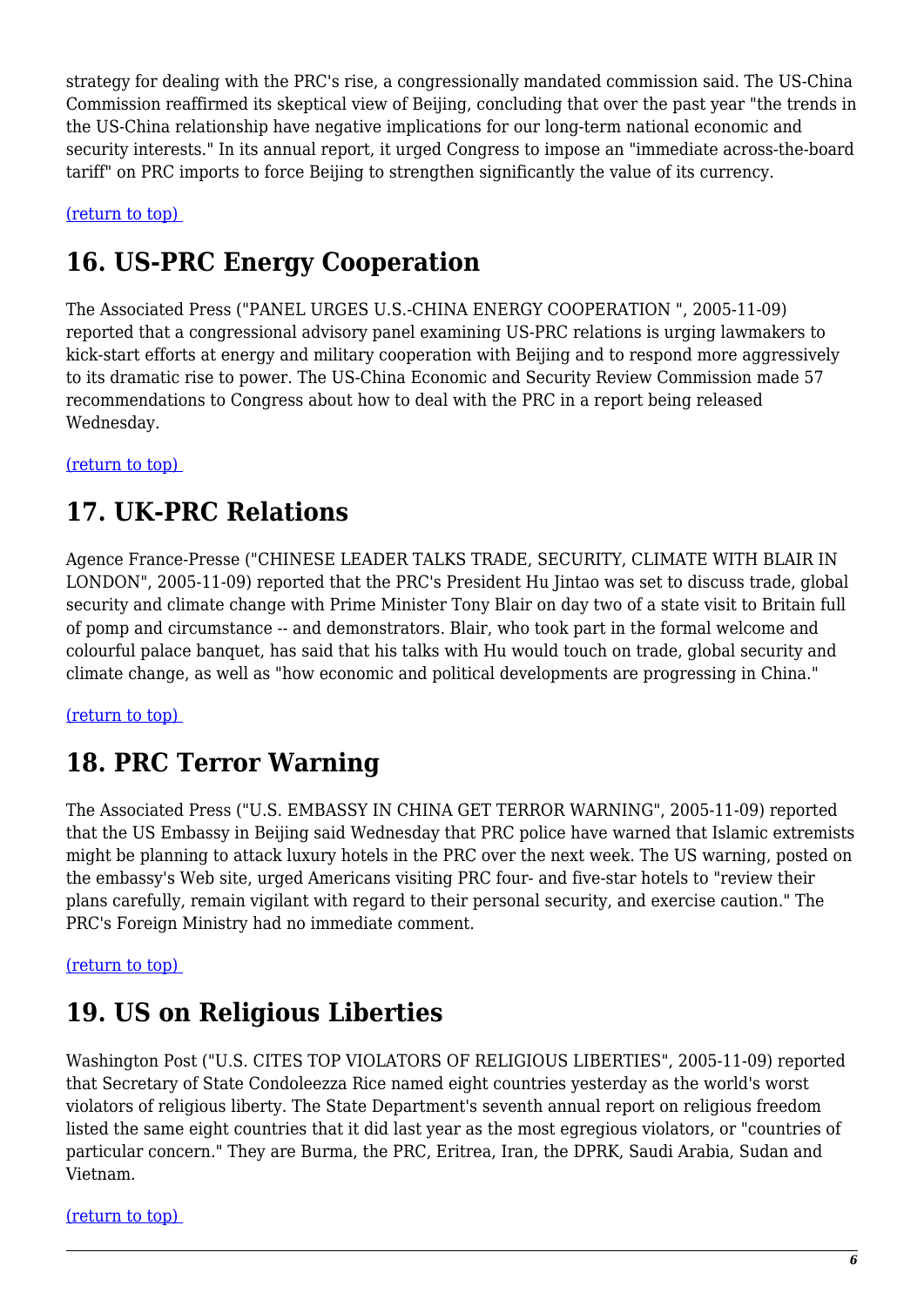strategy for dealing with the PRC's rise, a congressionally mandated commission said. The US-China Commission reaffirmed its skeptical view of Beijing, concluding that over the past year "the trends in the US-China relationship have negative implications for our long-term national economic and security interests." In its annual report, it urged Congress to impose an "immediate across-the-board tariff" on PRC imports to force Beijing to strengthen significantly the value of its currency.

(return to top)

## 16. US-PRC Energy Cooperation

The Associated Press ("PANEL URGES U.S.-CHINA ENERGY COOPERATION ", 2005-11-09) reported that a congressional advisory panel examining US-PRC relations is urging lawmakers to kick-start efforts at energy and military cooperation with Beijing and to respond more aggressively to its dramatic rise to power. The US-China Economic and Security Review Commission made 57 recommendations to Congress about how to deal with the PRC in a report being released Wednesday.

(return to top)

## 17. UK-PRC Relations

Agence France-Presse ("CHINESE LEADER TALKS TRADE, SECURITY, CLIMATE WITH BLAIR IN LONDON", 2005-11-09) reported that the PRC's President Hu Jintao was set to discuss trade, global security and climate change with Prime Minister Tony Blair on day two of a state visit to Britain full of pomp and circumstance -- and demonstrators. Blair, who took part in the formal welcome and colourful palace banquet, has said that his talks with Hu would touch on trade, global security and climate change, as well as "how economic and political developments are progressing in China."

(return to top)

## 18. PRC Terror Warning

The Associated Press ("U.S. EMBASSY IN CHINA GET TERROR WARNING", 2005-11-09) reported that the US Embassy in Beijing said Wednesday that PRC police have warned that Islamic extremists might be planning to attack luxury hotels in the PRC over the next week. The US warning, posted on the embassy's Web site, urged Americans visiting PRC four- and five-star hotels to "review their plans carefully, remain vigilant with regard to their personal security, and exercise caution." The PRC's Foreign Ministry had no immediate comment.

(return to top)

## 19. US on Religious Liberties

Washington Post ("U.S. CITES TOP VIOLATORS OF RELIGIOUS LIBERTIES", 2005-11-09) reported that Secretary of State Condoleezza Rice named eight countries yesterday as the world's worst violators of religious liberty. The State Department's seventh annual report on religious freedom listed the same eight countries that it did last year as the most egregious violators, or "countries of particular concern." They are Burma, the PRC, Eritrea, Iran, the DPRK, Saudi Arabia, Sudan and Vietnam.

(return to top)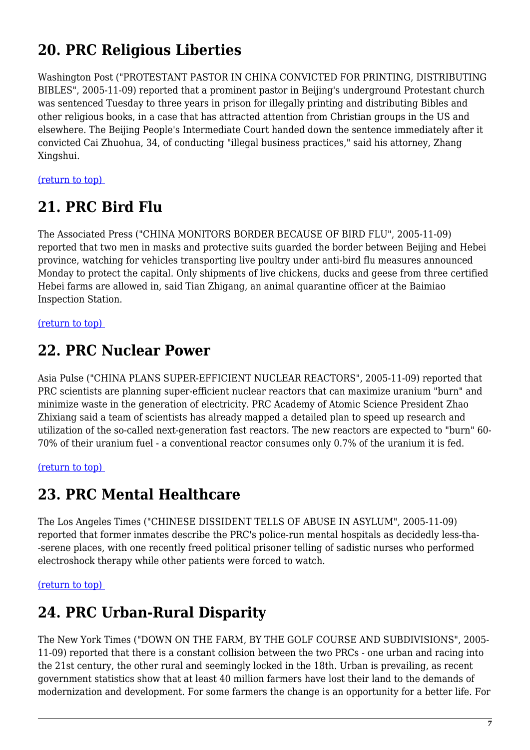## 20. PRC Religious Liberties

Washington Post ("PROTESTANT PASTOR IN CHINA CONVICTED FOR PRINTING, DISTRIBUTING BIBLES", 2005-11-09) reported that a prominent pastor in Beijing's underground Protestant church was sentenced Tuesday to three years in prison for illegally printing and distributing Bibles and other religious books, in a case that has attracted attention from Christian groups in the US and elsewhere. The Beijing People's Intermediate Court handed down the sentence immediately after it convicted Cai Zhuohua, 34, of conducting "illegal business practices," said his attorney, Zhang Xingshui.

(return to top)

## 21. PRC Bird Flu

The Associated Press ("CHINA MONITORS BORDER BECAUSE OF BIRD FLU", 2005-11-09) reported that two men in masks and protective suits guarded the border between Beijing and Hebei province, watching for vehicles transporting live poultry under anti-bird flu measures announced Monday to protect the capital. Only shipments of live chickens, ducks and geese from three certified Hebei farms are allowed in, said Tian Zhigang, an animal quarantine officer at the Baimiao Inspection Station.

(return to top)

## 22. PRC Nuclear Power

Asia Pulse ("CHINA PLANS SUPER-EFFICIENT NUCLEAR REACTORS", 2005-11-09) reported that PRC scientists are planning super-efficient nuclear reactors that can maximize uranium "burn" and minimize waste in the generation of electricity. PRC Academy of Atomic Science President Zhao Zhixiang said a team of scientists has already mapped a detailed plan to speed up research and utilization of the so-called next-generation fast reactors. The new reactors are expected to "burn" 60-70% of their uranium fuel - a conventional reactor consumes only 0.7% of the uranium it is fed.

(return to top)

## 23. PRC Mental Healthcare

The Los Angeles Times ("CHINESE DISSIDENT TELLS OF ABUSE IN ASYLUM", 2005-11-09) reported that former inmates describe the PRC's police-run mental hospitals as decidedly less-tha--serene places, with one recently freed political prisoner telling of sadistic nurses who performed electroshock therapy while other patients were forced to watch.

(return to top)

## 24. PRC Urban-Rural Disparity

The New York Times ("DOWN ON THE FARM, BY THE GOLF COURSE AND SUBDIVISIONS", 2005-11-09) reported that there is a constant collision between the two PRCs - one urban and racing into the 21st century, the other rural and seemingly locked in the 18th. Urban is prevailing, as recent government statistics show that at least 40 million farmers have lost their land to the demands of modernization and development. For some farmers the change is an opportunity for a better life. For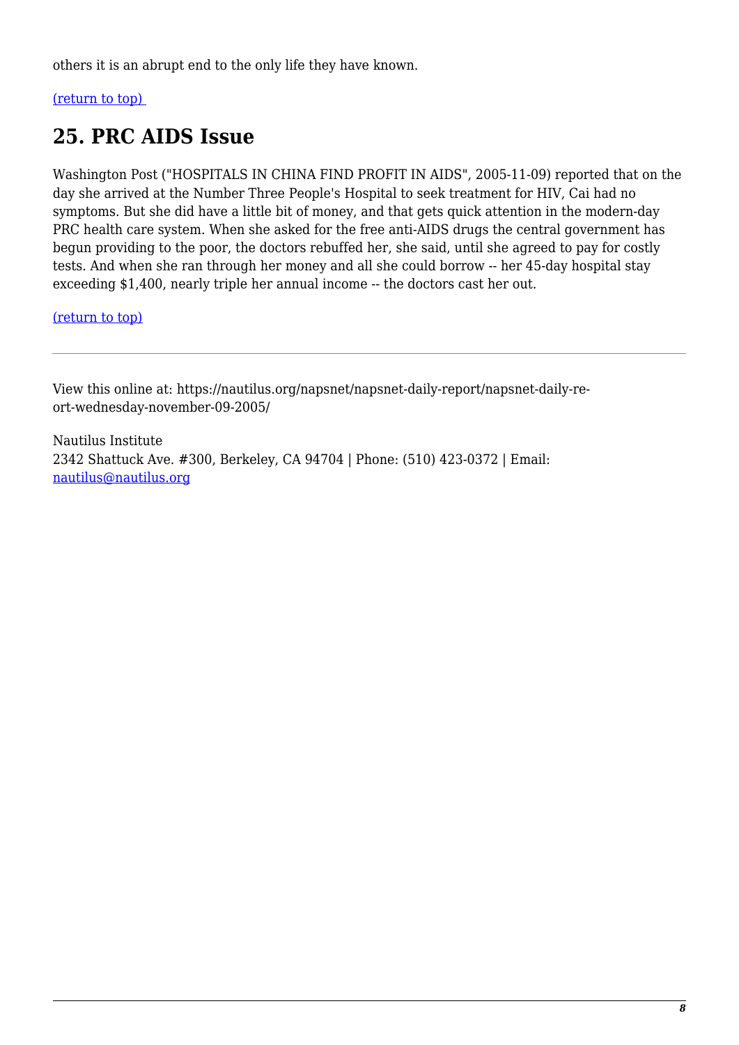others it is an abrupt end to the only life they have known.

(return to top)

## 25. PRC AIDS Issue

Washington Post ("HOSPITALS IN CHINA FIND PROFIT IN AIDS", 2005-11-09) reported that on the day she arrived at the Number Three People's Hospital to seek treatment for HIV, Cai had no symptoms. But she did have a little bit of money, and that gets quick attention in the modern-day PRC health care system. When she asked for the free anti-AIDS drugs the central government has begun providing to the poor, the doctors rebuffed her, she said, until she agreed to pay for costly tests. And when she ran through her money and all she could borrow -- her 45-day hospital stay exceeding $1,400, nearly triple her annual income -- the doctors cast her out.

(return to top)

---

View this online at: https://nautilus.org/napsnet/napsnet-daily-report/napsnet-daily-re-ort-wednesday-november-09-2005/

Nautilus Institute
2342 Shattuck Ave. #300, Berkeley, CA 94704 | Phone: (510) 423-0372 | Email: nautilus@nautilus.org